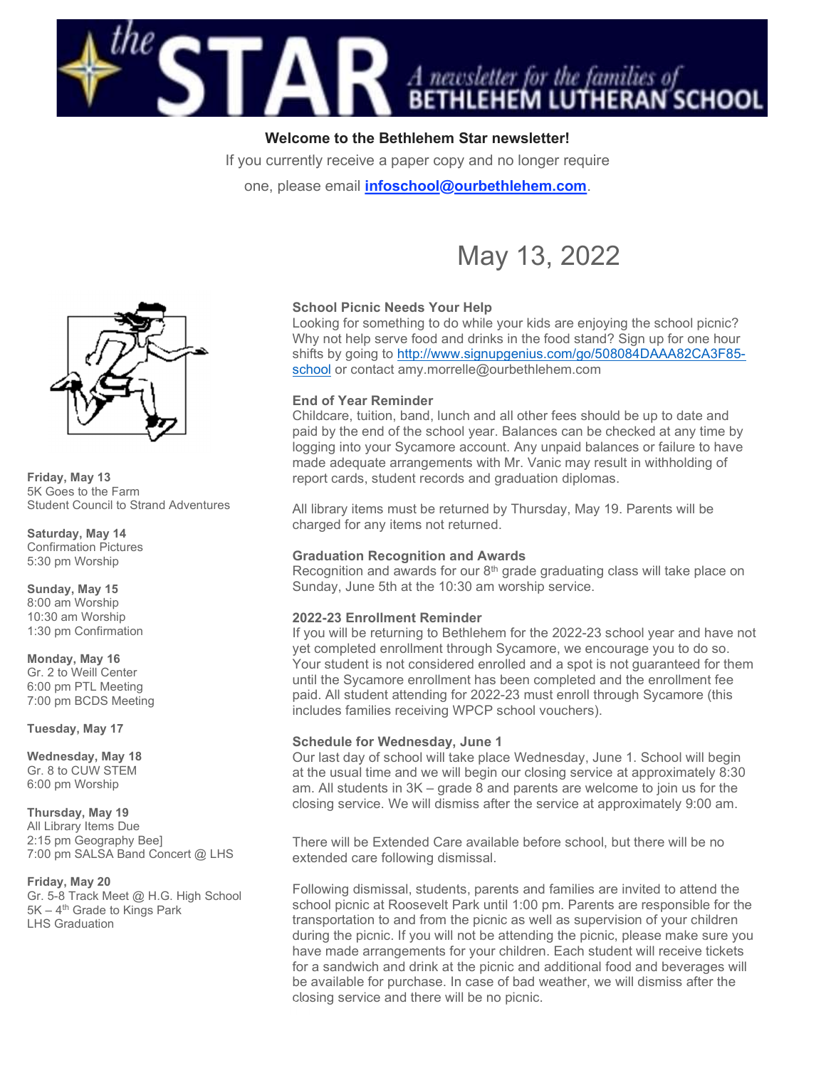# the STAR — A newsletter for the families of BETHLEHEM LUTHERAN SCHOOL

**Welcome to the Bethlehem Star newsletter!**

If you currently receive a paper copy and no longer require one, please email **infoschool@ourbethlehem.com**.

## May 13, 2022

**Friday, May 13**
5K Goes to the Farm
Student Council to Strand Adventures

**Saturday, May 14**
Confirmation Pictures
5:30 pm Worship

**Sunday, May 15**
8:00 am Worship
10:30 am Worship
1:30 pm Confirmation

**Monday, May 16**
Gr. 2 to Weill Center
6:00 pm PTL Meeting
7:00 pm BCDS Meeting

**Tuesday, May 17**

**Wednesday, May 18**
Gr. 8 to CUW STEM
6:00 pm Worship

**Thursday, May 19**
All Library Items Due
2:15 pm Geography Bee]
7:00 pm SALSA Band Concert @ LHS

**Friday, May 20**
Gr. 5-8 Track Meet @ H.G. High School
5K – 4th Grade to Kings Park
LHS Graduation

### School Picnic Needs Your Help

Looking for something to do while your kids are enjoying the school picnic? Why not help serve food and drinks in the food stand? Sign up for one hour shifts by going to http://www.signupgenius.com/go/508084DAAA82CA3F85-school or contact amy.morrelle@ourbethlehem.com

### End of Year Reminder

Childcare, tuition, band, lunch and all other fees should be up to date and paid by the end of the school year. Balances can be checked at any time by logging into your Sycamore account. Any unpaid balances or failure to have made adequate arrangements with Mr. Vanic may result in withholding of report cards, student records and graduation diplomas.

All library items must be returned by Thursday, May 19. Parents will be charged for any items not returned.

### Graduation Recognition and Awards

Recognition and awards for our 8th grade graduating class will take place on Sunday, June 5th at the 10:30 am worship service.

### 2022-23 Enrollment Reminder

If you will be returning to Bethlehem for the 2022-23 school year and have not yet completed enrollment through Sycamore, we encourage you to do so. Your student is not considered enrolled and a spot is not guaranteed for them until the Sycamore enrollment has been completed and the enrollment fee paid. All student attending for 2022-23 must enroll through Sycamore (this includes families receiving WPCP school vouchers).

### Schedule for Wednesday, June 1

Our last day of school will take place Wednesday, June 1. School will begin at the usual time and we will begin our closing service at approximately 8:30 am. All students in 3K – grade 8 and parents are welcome to join us for the closing service. We will dismiss after the service at approximately 9:00 am.

There will be Extended Care available before school, but there will be no extended care following dismissal.

Following dismissal, students, parents and families are invited to attend the school picnic at Roosevelt Park until 1:00 pm. Parents are responsible for the transportation to and from the picnic as well as supervision of your children during the picnic. If you will not be attending the picnic, please make sure you have made arrangements for your children. Each student will receive tickets for a sandwich and drink at the picnic and additional food and beverages will be available for purchase. In case of bad weather, we will dismiss after the closing service and there will be no picnic.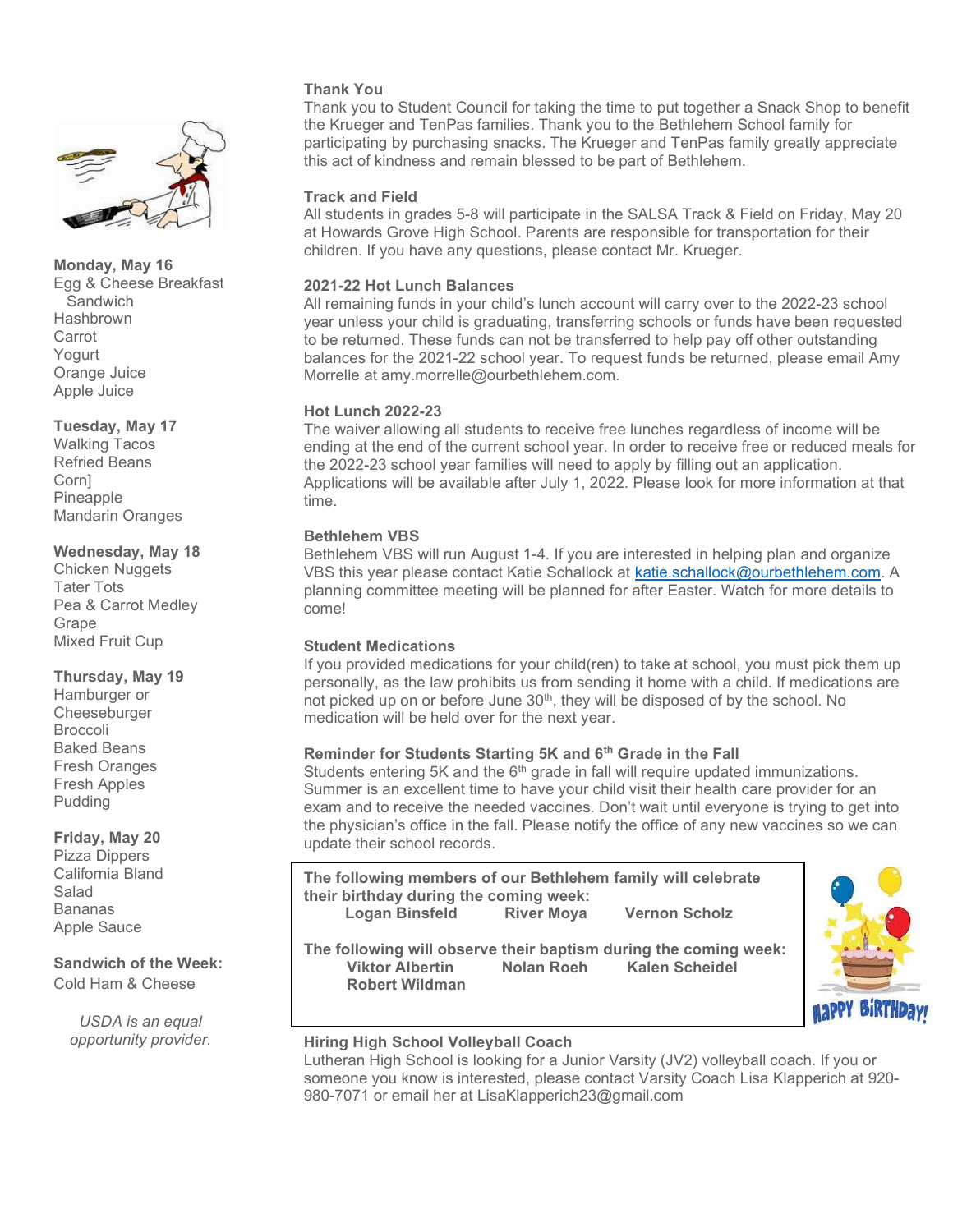**Monday, May 16**
Egg & Cheese Breakfast Sandwich
Hashbrown
Carrot
Yogurt
Orange Juice
Apple Juice

**Tuesday, May 17**
Walking Tacos
Refried Beans
Corn]
Pineapple
Mandarin Oranges

**Wednesday, May 18**
Chicken Nuggets
Tater Tots
Pea & Carrot Medley
Grape
Mixed Fruit Cup

**Thursday, May 19**
Hamburger or Cheeseburger
Broccoli
Baked Beans
Fresh Oranges
Fresh Apples
Pudding

**Friday, May 20**
Pizza Dippers
California Bland
Salad
Bananas
Apple Sauce

**Sandwich of the Week:**
Cold Ham & Cheese

*USDA is an equal opportunity provider.*

### Thank You

Thank you to Student Council for taking the time to put together a Snack Shop to benefit the Krueger and TenPas families. Thank you to the Bethlehem School family for participating by purchasing snacks. The Krueger and TenPas family greatly appreciate this act of kindness and remain blessed to be part of Bethlehem.

### Track and Field

All students in grades 5-8 will participate in the SALSA Track & Field on Friday, May 20 at Howards Grove High School. Parents are responsible for transportation for their children. If you have any questions, please contact Mr. Krueger.

### 2021-22 Hot Lunch Balances

All remaining funds in your child's lunch account will carry over to the 2022-23 school year unless your child is graduating, transferring schools or funds have been requested to be returned. These funds can not be transferred to help pay off other outstanding balances for the 2021-22 school year. To request funds be returned, please email Amy Morrelle at amy.morrelle@ourbethlehem.com.

### Hot Lunch 2022-23

The waiver allowing all students to receive free lunches regardless of income will be ending at the end of the current school year. In order to receive free or reduced meals for the 2022-23 school year families will need to apply by filling out an application. Applications will be available after July 1, 2022. Please look for more information at that time.

### Bethlehem VBS

Bethlehem VBS will run August 1-4. If you are interested in helping plan and organize VBS this year please contact Katie Schallock at katie.schallock@ourbethlehem.com. A planning committee meeting will be planned for after Easter. Watch for more details to come!

### Student Medications

If you provided medications for your child(ren) to take at school, you must pick them up personally, as the law prohibits us from sending it home with a child. If medications are not picked up on or before June 30th, they will be disposed of by the school. No medication will be held over for the next year.

### Reminder for Students Starting 5K and 6th Grade in the Fall

Students entering 5K and the 6th grade in fall will require updated immunizations. Summer is an excellent time to have your child visit their health care provider for an exam and to receive the needed vaccines. Don't wait until everyone is trying to get into the physician's office in the fall. Please notify the office of any new vaccines so we can update their school records.

**The following members of our Bethlehem family will celebrate their birthday during the coming week:**
**Logan Binsfeld River Moya Vernon Scholz**

**The following will observe their baptism during the coming week:**
**Viktor Albertin Nolan Roeh Kalen Scheidel**
**Robert Wildman**

HAPPY BIRTHDAY!

### Hiring High School Volleyball Coach

Lutheran High School is looking for a Junior Varsity (JV2) volleyball coach. If you or someone you know is interested, please contact Varsity Coach Lisa Klapperich at 920-980-7071 or email her at LisaKlapperich23@gmail.com